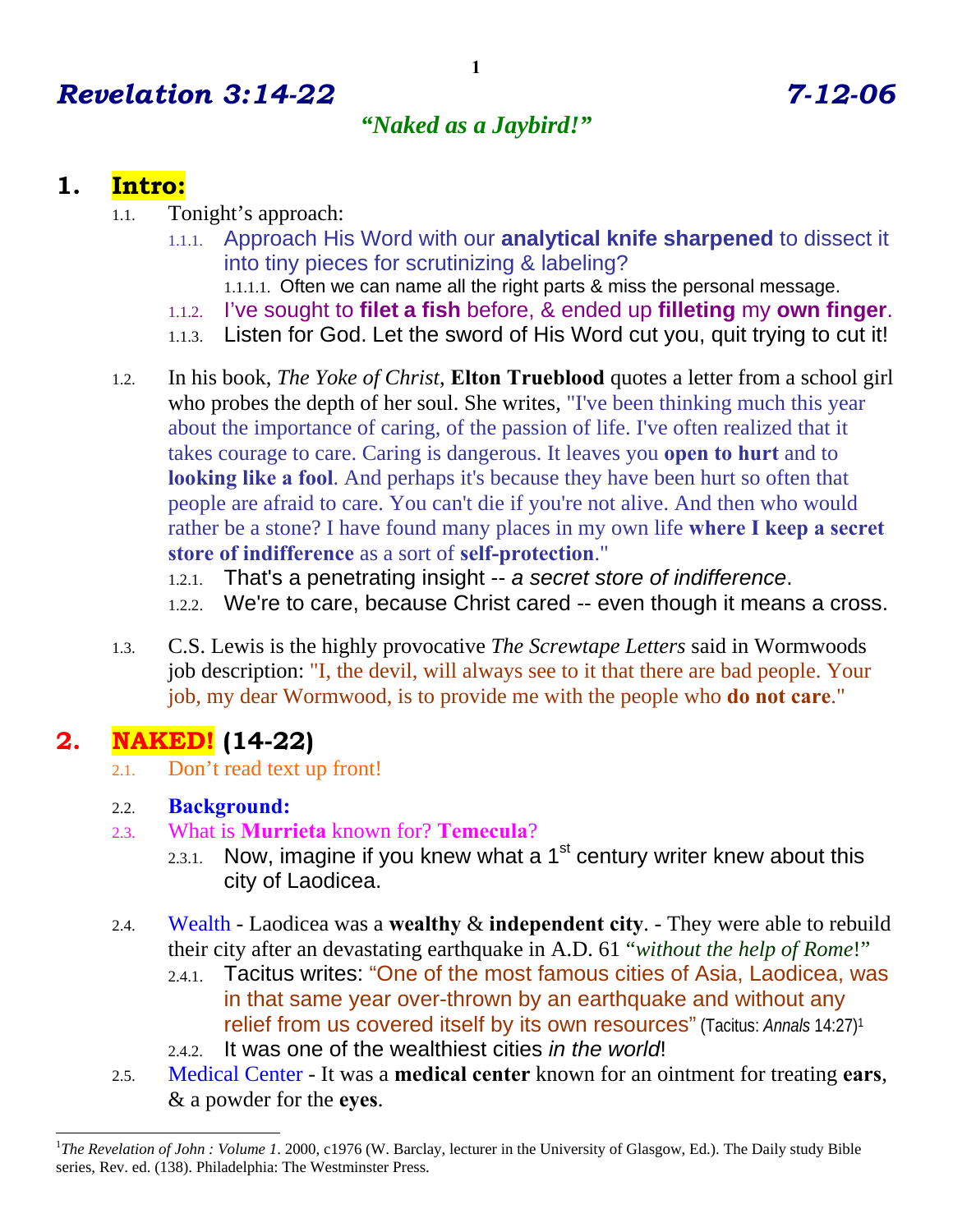# *Revelation 3:14-22* *7-12-06*

***"Naked as a Jaybird!"***

## 1. Intro:

1.1. Tonight's approach:

1.1.1. Approach His Word with our **analytical knife sharpened** to dissect it into tiny pieces for scrutinizing & labeling?

1.1.1.1. Often we can name all the right parts & miss the personal message.

1.1.2. I've sought to **filet a fish** before, & ended up **filleting** my **own finger**.

1.1.3. Listen for God. Let the sword of His Word cut you, quit trying to cut it!

1.2. In his book, *The Yoke of Christ*, **Elton Trueblood** quotes a letter from a school girl who probes the depth of her soul. She writes, "I've been thinking much this year about the importance of caring, of the passion of life. I've often realized that it takes courage to care. Caring is dangerous. It leaves you **open to hurt** and to **looking like a fool**. And perhaps it's because they have been hurt so often that people are afraid to care. You can't die if you're not alive. And then who would rather be a stone? I have found many places in my own life **where I keep a secret store of indifference** as a sort of **self-protection**."

1.2.1. That's a penetrating insight -- *a secret store of indifference*.

1.2.2. We're to care, because Christ cared -- even though it means a cross.

1.3. C.S. Lewis is the highly provocative *The Screwtape Letters* said in Wormwoods job description: "I, the devil, will always see to it that there are bad people. Your job, my dear Wormwood, is to provide me with the people who **do not care**."

## 2. NAKED! (14-22)

2.1. Don't read text up front!

2.2. **Background:**

2.3. What is **Murrieta** known for? **Temecula**?

2.3.1. Now, imagine if you knew what a 1st century writer knew about this city of Laodicea.

2.4. Wealth - Laodicea was a **wealthy** & **independent city**. - They were able to rebuild their city after an devastating earthquake in A.D. 61 "*without the help of Rome*!"

2.4.1. Tacitus writes: "One of the most famous cities of Asia, Laodicea, was in that same year over-thrown by an earthquake and without any relief from us covered itself by its own resources" (Tacitus: *Annals* 14:27)[1]

2.4.2. It was one of the wealthiest cities *in the world*!

2.5. Medical Center - It was a **medical center** known for an ointment for treating **ears**, & a powder for the **eyes**.

---

[1] *The Revelation of John : Volume 1*. 2000, c1976 (W. Barclay, lecturer in the University of Glasgow, Ed.). The Daily study Bible series, Rev. ed. (138). Philadelphia: The Westminster Press.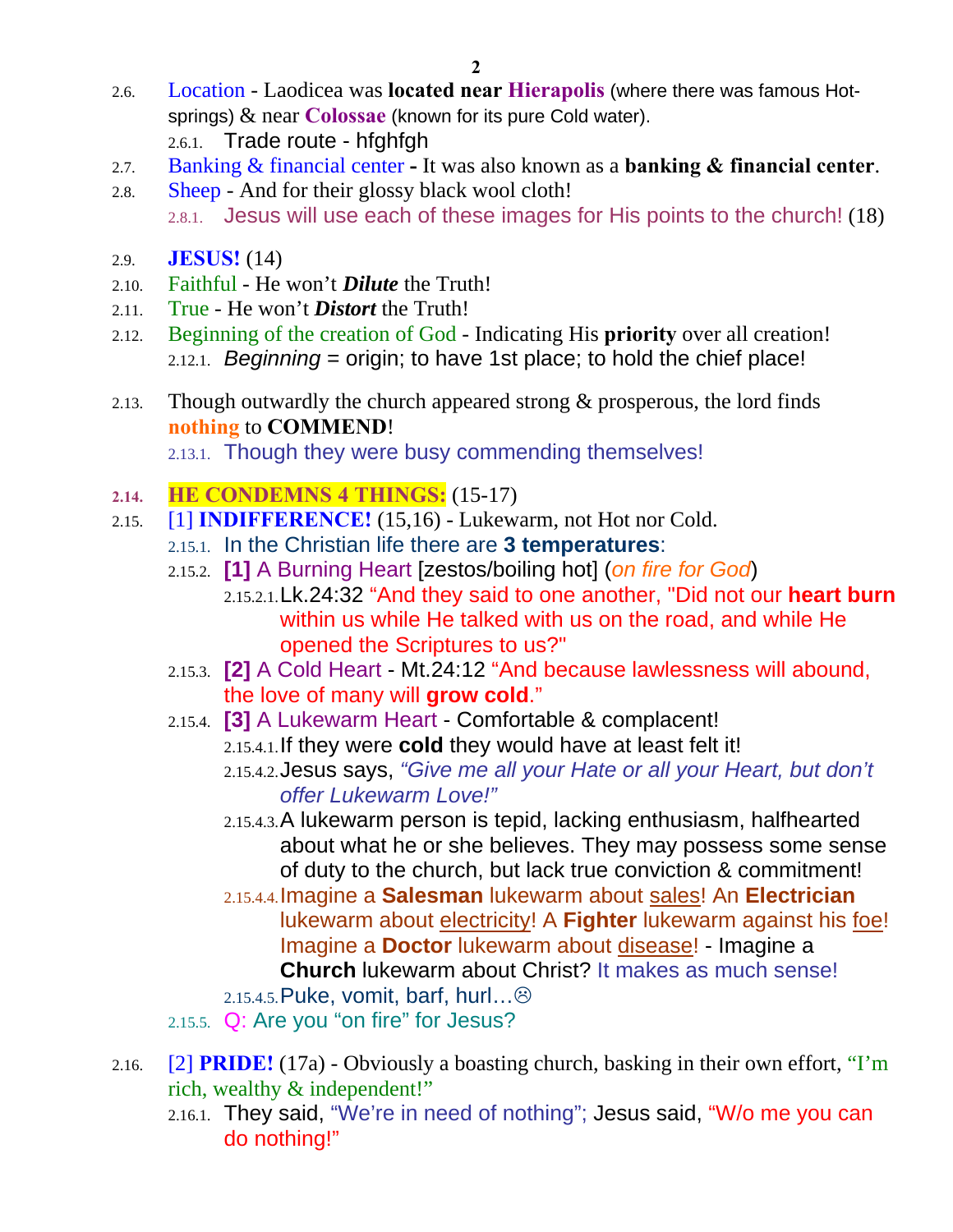2.6. Location - Laodicea was **located near Hierapolis** (where there was famous Hot-springs) & near **Colossae** (known for its pure Cold water).
  2.6.1. Trade route - hfghfgh

2.7. Banking & financial center **-** It was also known as a **banking & financial center**.

2.8. Sheep - And for their glossy black wool cloth!
  2.8.1. Jesus will use each of these images for His points to the church! (18)

2.9. **JESUS!** (14)

2.10. Faithful - He won't ***Dilute*** the Truth!

2.11. True - He won't ***Distort*** the Truth!

2.12. Beginning of the creation of God - Indicating His **priority** over all creation!
  2.12.1. *Beginning* = origin; to have 1st place; to hold the chief place!

2.13. Though outwardly the church appeared strong & prosperous, the lord finds **nothing** to **COMMEND**!
  2.13.1. Though they were busy commending themselves!

2.14. **HE CONDEMNS 4 THINGS:** (15-17)

2.15. [1] **INDIFFERENCE!** (15,16) - Lukewarm, not Hot nor Cold.
  2.15.1. In the Christian life there are **3 temperatures**:
  2.15.2. **[1]** A Burning Heart [zestos/boiling hot] (*on fire for God*)
    2.15.2.1. Lk.24:32 "And they said to one another, "Did not our **heart burn** within us while He talked with us on the road, and while He opened the Scriptures to us?"
  2.15.3. **[2]** A Cold Heart - Mt.24:12 "And because lawlessness will abound, the love of many will **grow cold**."
  2.15.4. **[3]** A Lukewarm Heart - Comfortable & complacent!
    2.15.4.1. If they were **cold** they would have at least felt it!
    2.15.4.2. Jesus says, *"Give me all your Hate or all your Heart, but don't offer Lukewarm Love!"*
    2.15.4.3. A lukewarm person is tepid, lacking enthusiasm, halfhearted about what he or she believes. They may possess some sense of duty to the church, but lack true conviction & commitment!
    2.15.4.4. Imagine a **Salesman** lukewarm about <u>sales</u>! An **Electrician** lukewarm about <u>electricity</u>! A **Fighter** lukewarm against his <u>foe</u>! Imagine a **Doctor** lukewarm about <u>disease</u>! - Imagine a **Church** lukewarm about Christ? It makes as much sense!
    2.15.4.5. Puke, vomit, barf, hurl…☹
  2.15.5. Q: Are you "on fire" for Jesus?

2.16. [2] **PRIDE!** (17a) - Obviously a boasting church, basking in their own effort, "I'm rich, wealthy & independent!"
  2.16.1. They said, "We're in need of nothing"; Jesus said, "W/o me you can do nothing!"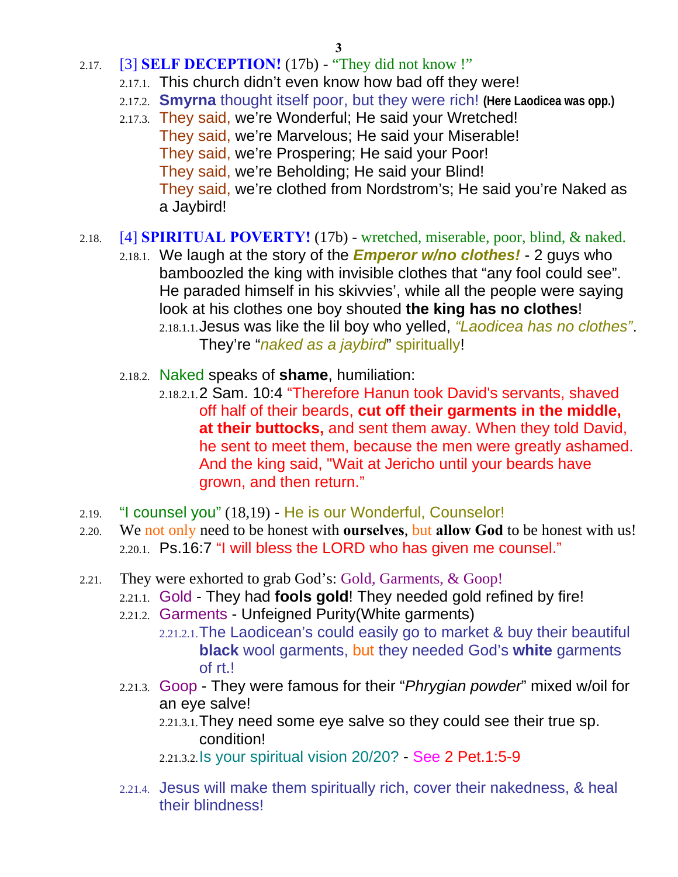- 2.17. [3] **SELF DECEPTION!** (17b) - "They did not know !"
  - 2.17.1. This church didn't even know how bad off they were!
  - 2.17.2. **Smyrna** thought itself poor, but they were rich! **(Here Laodicea was opp.)**
  - 2.17.3. They said, we're Wonderful; He said your Wretched!
    They said, we're Marvelous; He said your Miserable!
    They said, we're Prospering; He said your Poor!
    They said, we're Beholding; He said your Blind!
    They said, we're clothed from Nordstrom's; He said you're Naked as a Jaybird!

- 2.18. [4] **SPIRITUAL POVERTY!** (17b) - wretched, miserable, poor, blind, & naked.
  - 2.18.1. We laugh at the story of the ***Emperor w/no clothes!*** - 2 guys who bamboozled the king with invisible clothes that "any fool could see". He paraded himself in his skivvies', while all the people were saying look at his clothes one boy shouted **the king has no clothes**!
    - 2.18.1.1. Jesus was like the lil boy who yelled, *"Laodicea has no clothes"*. They're "*naked as a jaybird*" spiritually!
  - 2.18.2. Naked speaks of **shame**, humiliation:
    - 2.18.2.1. 2 Sam. 10:4 "Therefore Hanun took David's servants, shaved off half of their beards, **cut off their garments in the middle, at their buttocks,** and sent them away. When they told David, he sent to meet them, because the men were greatly ashamed. And the king said, "Wait at Jericho until your beards have grown, and then return."

- 2.19. "I counsel you" (18,19) - He is our Wonderful, Counselor!
- 2.20. We not only need to be honest with **ourselves**, but **allow God** to be honest with us!
  - 2.20.1. Ps.16:7 "I will bless the LORD who has given me counsel."

- 2.21. They were exhorted to grab God's: Gold, Garments, & Goop!
  - 2.21.1. Gold - They had **fools gold**! They needed gold refined by fire!
  - 2.21.2. Garments - Unfeigned Purity(White garments)
    - 2.21.2.1. The Laodicean's could easily go to market & buy their beautiful **black** wool garments, but they needed God's **white** garments of rt.!
  - 2.21.3. Goop - They were famous for their "*Phrygian powder*" mixed w/oil for an eye salve!
    - 2.21.3.1. They need some eye salve so they could see their true sp. condition!
    - 2.21.3.2. Is your spiritual vision 20/20? - See 2 Pet.1:5-9
  - 2.21.4. Jesus will make them spiritually rich, cover their nakedness, & heal their blindness!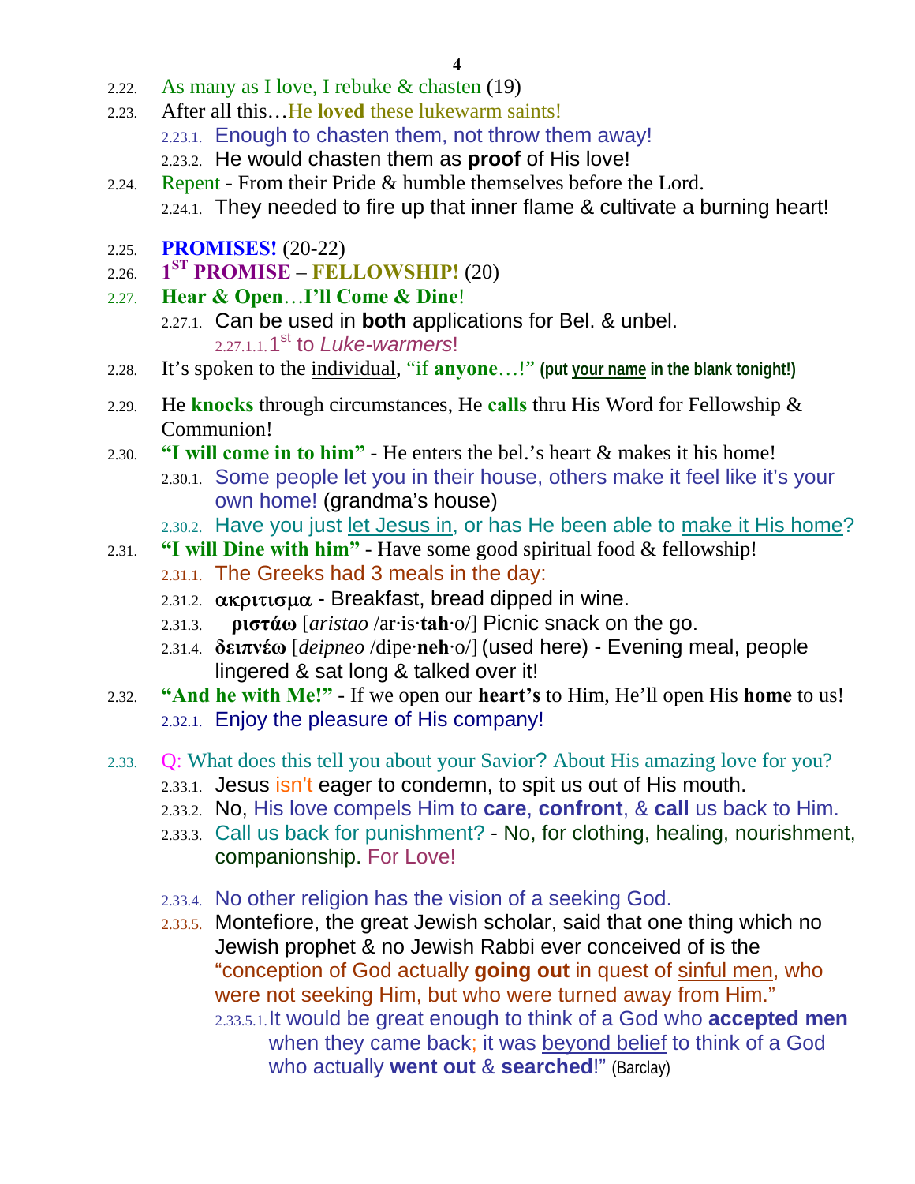2.22. As many as I love, I rebuke & chasten (19)

2.23. After all this…He **loved** these lukewarm saints!

 2.23.1. Enough to chasten them, not throw them away!

 2.23.2. He would chasten them as **proof** of His love!

2.24. Repent - From their Pride & humble themselves before the Lord.

 2.24.1. They needed to fire up that inner flame & cultivate a burning heart!

2.25. **PROMISES!** (20-22)

2.26. **1ST PROMISE** – **FELLOWSHIP!** (20)

2.27. **Hear & Open…I'll Come & Dine!**

 2.27.1. Can be used in **both** applications for Bel. & unbel.

  2.27.1.1. 1st to *Luke-warmers*!

2.28. It's spoken to the individual, "if **anyone**…!" **(put your name in the blank tonight!)**

2.29. He **knocks** through circumstances, He **calls** thru His Word for Fellowship & Communion!

2.30. **"I will come in to him"** - He enters the bel.'s heart & makes it his home!

 2.30.1. Some people let you in their house, others make it feel like it's your own home! (grandma's house)

 2.30.2. Have you just let Jesus in, or has He been able to make it His home?

2.31. **"I will Dine with him"** - Have some good spiritual food & fellowship!

 2.31.1. The Greeks had 3 meals in the day:

 2.31.2. **ακριτισμα** - Breakfast, bread dipped in wine.

 2.31.3. **ριστάω** [*aristao* /ar·is·**tah**·o/] Picnic snack on the go.

 2.31.4. **δειπνέω** [*deipneo* /dipe·**neh**·o/] (used here) - Evening meal, people lingered & sat long & talked over it!

2.32. **"And he with Me!"** - If we open our **heart's** to Him, He'll open His **home** to us!

 2.32.1. Enjoy the pleasure of His company!

2.33. Q: What does this tell you about your Savior? About His amazing love for you?

 2.33.1. Jesus isn't eager to condemn, to spit us out of His mouth.

 2.33.2. No, His love compels Him to **care**, **confront**, & **call** us back to Him.

 2.33.3. Call us back for punishment? - No, for clothing, healing, nourishment, companionship. For Love!

 2.33.4. No other religion has the vision of a seeking God.

 2.33.5. Montefiore, the great Jewish scholar, said that one thing which no Jewish prophet & no Jewish Rabbi ever conceived of is the "conception of God actually **going out** in quest of sinful men, who were not seeking Him, but who were turned away from Him."

  2.33.5.1. It would be great enough to think of a God who **accepted men** when they came back; it was beyond belief to think of a God who actually **went out** & **searched**!" (Barclay)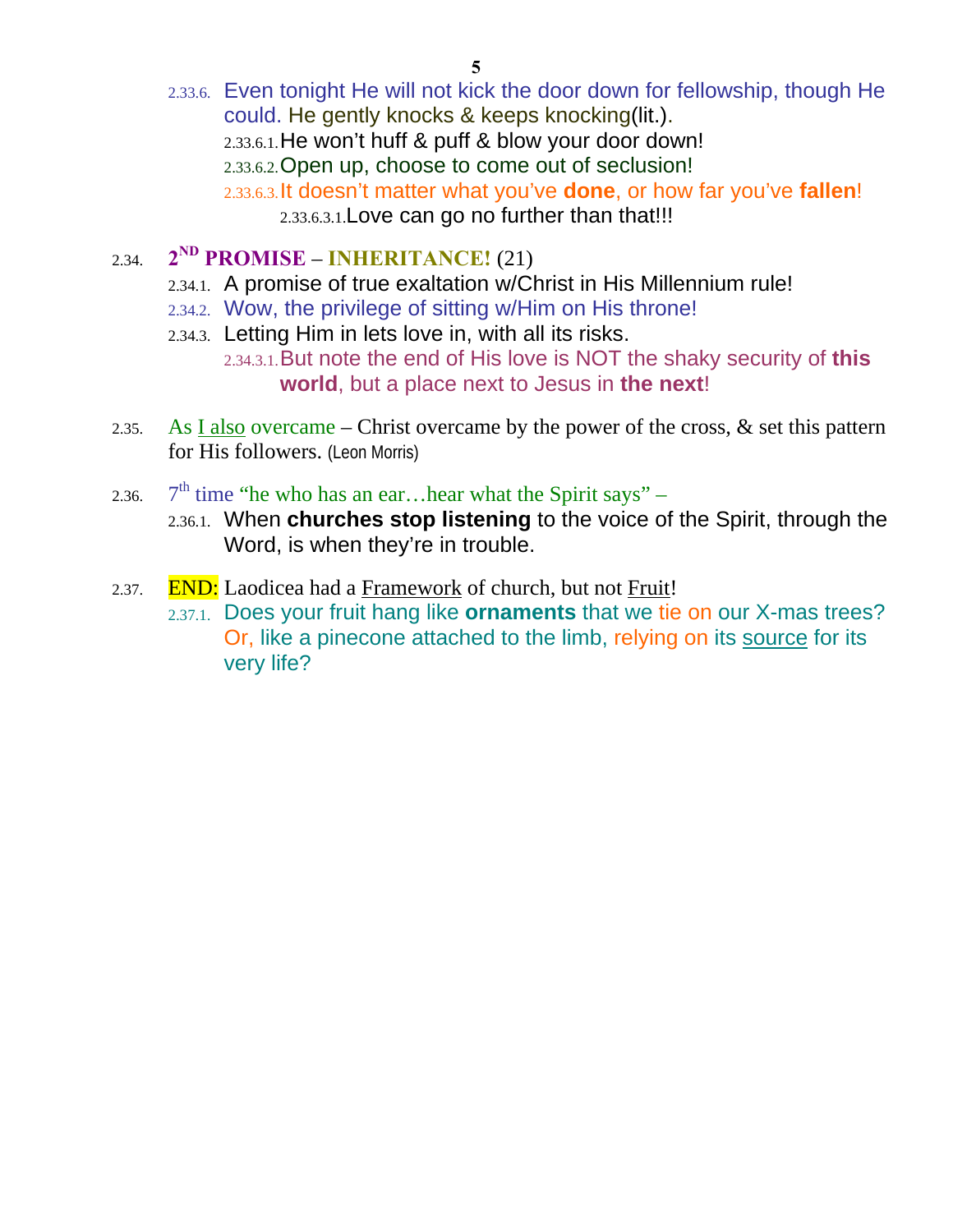- 2.33.6. Even tonight He will not kick the door down for fellowship, though He could. He gently knocks & keeps knocking(lit.).
  - 2.33.6.1. He won't huff & puff & blow your door down!
  - 2.33.6.2. Open up, choose to come out of seclusion!
  - 2.33.6.3. It doesn't matter what you've **done**, or how far you've **fallen**!
    - 2.33.6.3.1. Love can go no further than that!!!

2.34. **2[ND] PROMISE** – **INHERITANCE!** (21)

- 2.34.1. A promise of true exaltation w/Christ in His Millennium rule!
- 2.34.2. Wow, the privilege of sitting w/Him on His throne!
- 2.34.3. Letting Him in lets love in, with all its risks.
  - 2.34.3.1. But note the end of His love is NOT the shaky security of **this world**, but a place next to Jesus in **the next**!

2.35. As I also overcame – Christ overcame by the power of the cross, & set this pattern for His followers. (Leon Morris)

2.36. 7[th] time "he who has an ear…hear what the Spirit says" –

- 2.36.1. When **churches stop listening** to the voice of the Spirit, through the Word, is when they're in trouble.

2.37. END: Laodicea had a Framework of church, but not Fruit!

- 2.37.1. Does your fruit hang like **ornaments** that we tie on our X-mas trees? Or, like a pinecone attached to the limb, relying on its source for its very life?